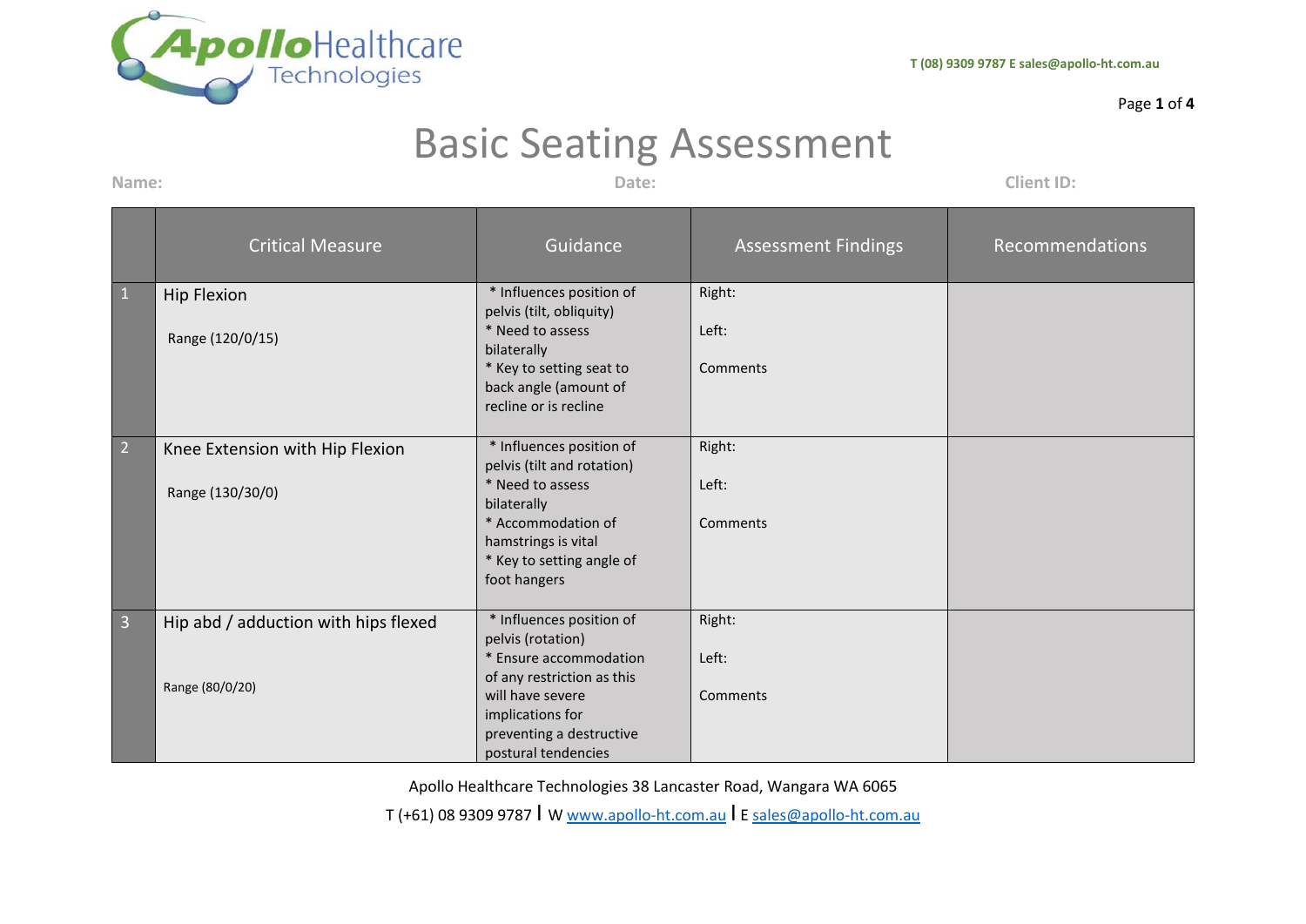# Basic Seating Assessment

**Name:** **Date:** **Client ID:**

| | Critical Measure | Guidance | Assessment Findings | Recommendations |
|---|---|---|---|---|
| 1 | Hip Flexion<br><br>Range (120/0/15) | * Influences position of pelvis (tilt, obliquity)<br>* Need to assess bilaterally<br>* Key to setting seat to back angle (amount of recline or is recline | Right:<br><br>Left:<br><br>Comments | |
| 2 | Knee Extension with Hip Flexion<br><br>Range (130/30/0) | * Influences position of pelvis (tilt and rotation)<br>* Need to assess bilaterally<br>* Accommodation of hamstrings is vital<br>* Key to setting angle of foot hangers | Right:<br><br>Left:<br><br>Comments | |
| 3 | Hip abd / adduction with hips flexed<br><br>Range (80/0/20) | * Influences position of pelvis (rotation)<br>* Ensure accommodation of any restriction as this will have severe implications for preventing a destructive postural tendencies | Right:<br><br>Left:<br><br>Comments | |

Apollo Healthcare Technologies 38 Lancaster Road, Wangara WA 6065

T (+61) 08 9309 9787 | W www.apollo-ht.com.au | E sales@apollo-ht.com.au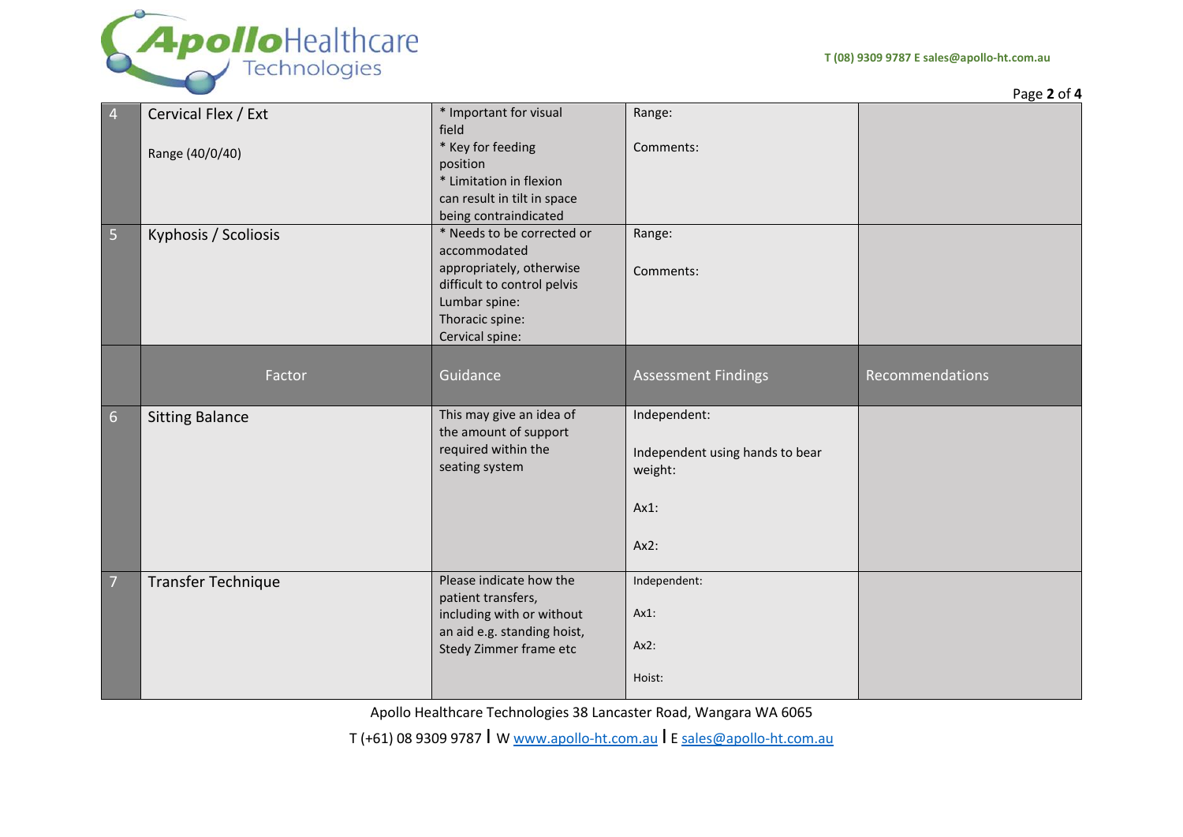| | Factor | Guidance | Assessment Findings | Recommendations |
|---|---|---|---|---|
| 4 | Cervical Flex / Ext<br><br>Range (40/0/40) | * Important for visual field<br>* Key for feeding position<br>* Limitation in flexion can result in tilt in space being contraindicated | Range:<br><br>Comments: | |
| 5 | Kyphosis / Scoliosis | * Needs to be corrected or accommodated appropriately, otherwise difficult to control pelvis<br>Lumbar spine:<br>Thoracic spine:<br>Cervical spine: | Range:<br><br>Comments: | |
| 6 | Sitting Balance | This may give an idea of the amount of support required within the seating system | Independent:<br><br>Independent using hands to bear weight:<br><br>Ax1:<br><br>Ax2: | |
| 7 | Transfer Technique | Please indicate how the patient transfers, including with or without an aid e.g. standing hoist, Stedy Zimmer frame etc | Independent:<br><br>Ax1:<br><br>Ax2:<br><br>Hoist: | |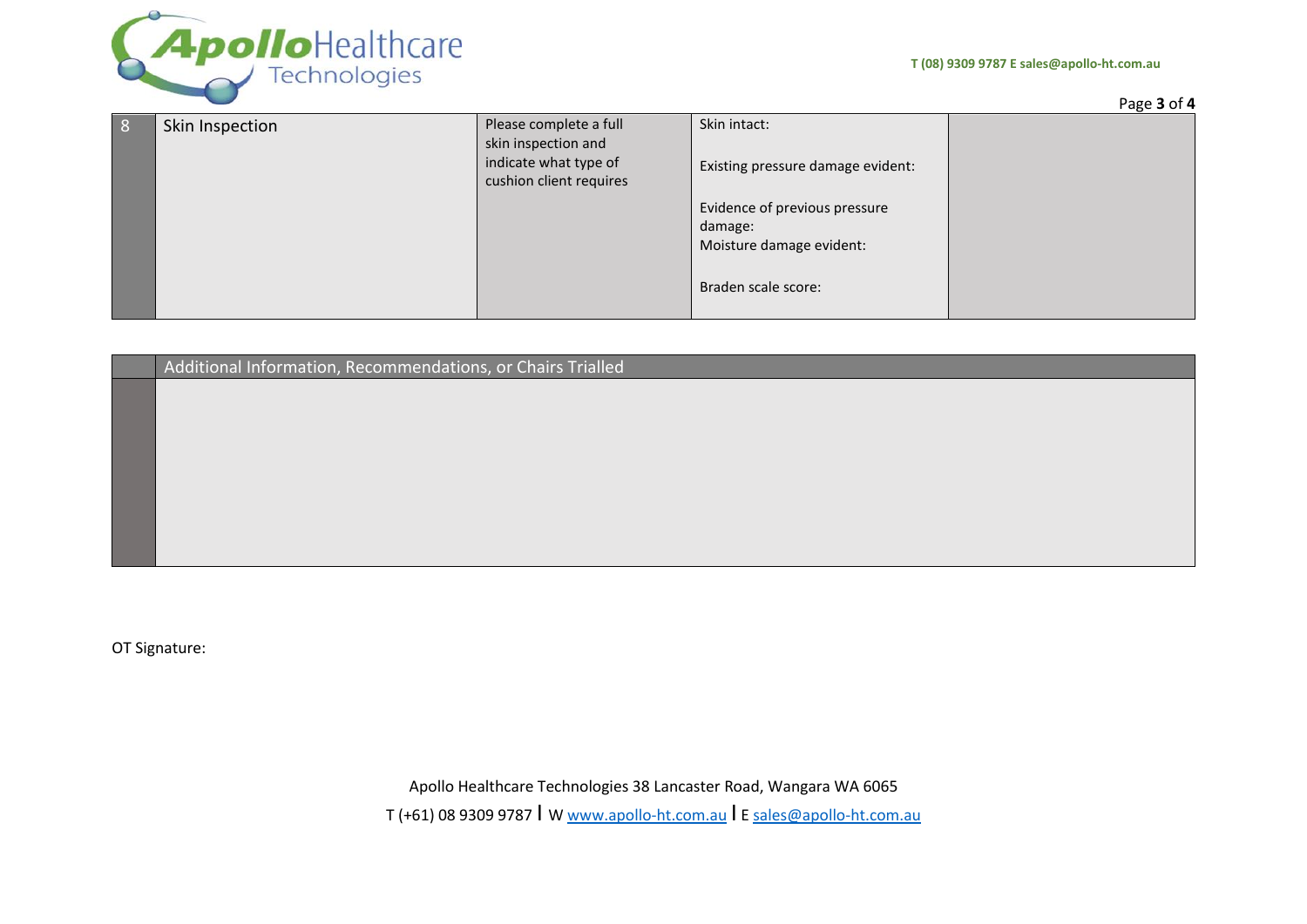| 8 | Skin Inspection | Please complete a full skin inspection and indicate what type of cushion client requires | Skin intact:<br><br>Existing pressure damage evident:<br><br>Evidence of previous pressure damage:<br>Moisture damage evident:<br><br>Braden scale score: | |
|---|---|---|---|---|

| | Additional Information, Recommendations, or Chairs Trialled |
|---|---|
| | |

OT Signature:

Apollo Healthcare Technologies 38 Lancaster Road, Wangara WA 6065

T (+61) 08 9309 9787 | W www.apollo-ht.com.au | E sales@apollo-ht.com.au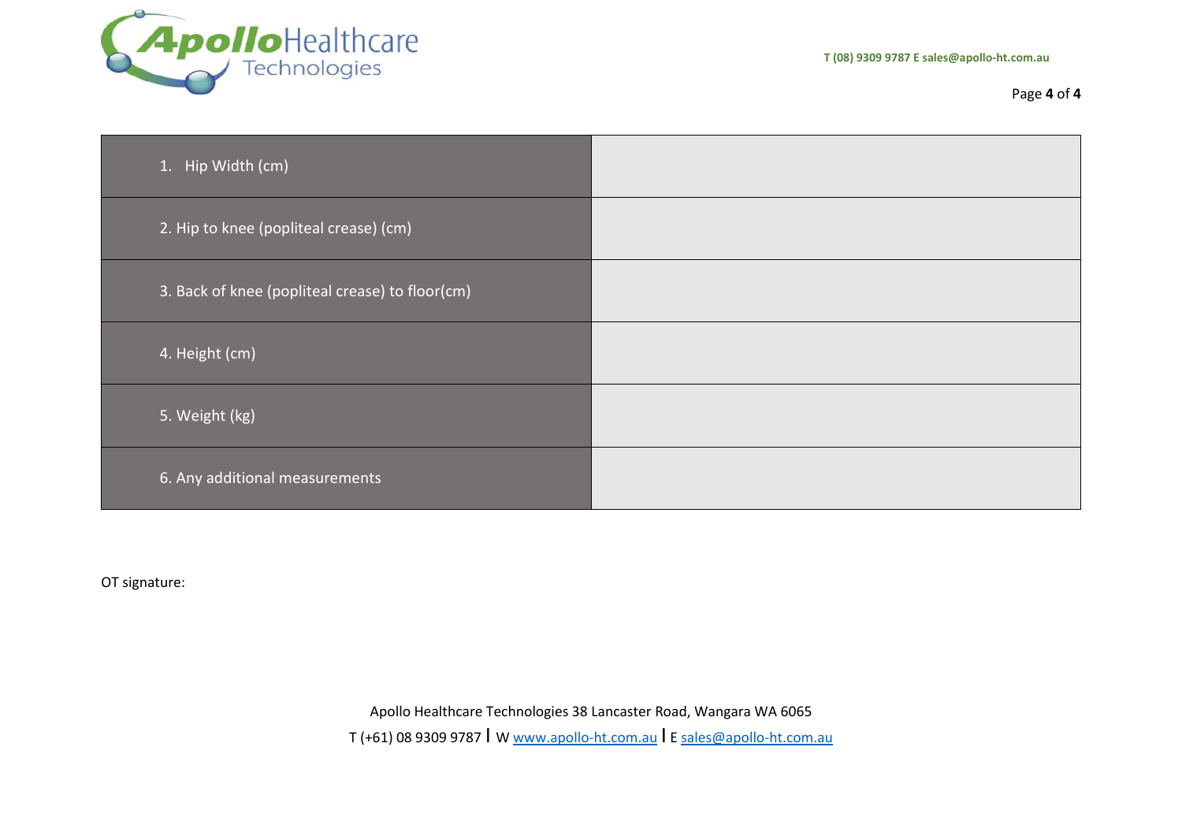| | |
|---|---|
| 1. Hip Width (cm) | |
| 2. Hip to knee (popliteal crease) (cm) | |
| 3. Back of knee (popliteal crease) to floor(cm) | |
| 4. Height (cm) | |
| 5. Weight (kg) | |
| 6. Any additional measurements | |

OT signature: